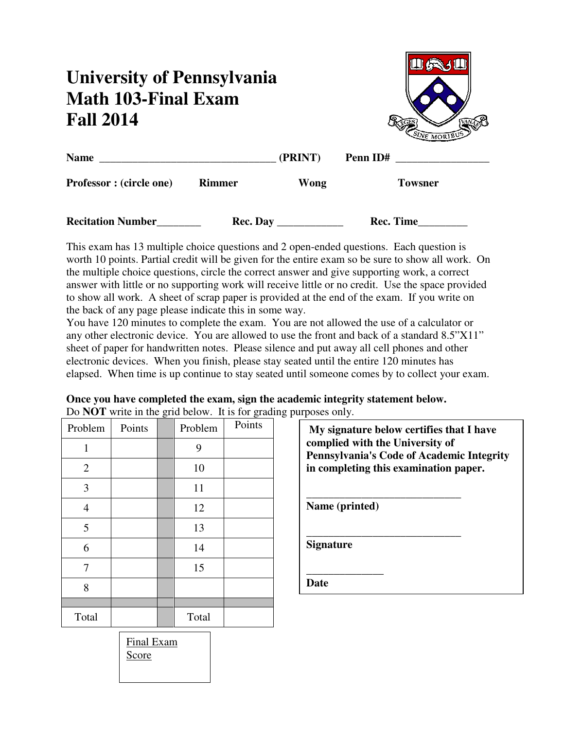# University of Pennsylvania
# Math 103-Final Exam
# Fall 2014

**Name** ________________________________ **(PRINT)** **Penn ID#** _________________

**Professor : (circle one)** **Rimmer** **Wong** **Towsner**

**Recitation Number**________ **Rec. Day** ____________ **Rec. Time**_________

This exam has 13 multiple choice questions and 2 open-ended questions. Each question is worth 10 points. Partial credit will be given for the entire exam so be sure to show all work. On the multiple choice questions, circle the correct answer and give supporting work, a correct answer with little or no supporting work will receive little or no credit. Use the space provided to show all work. A sheet of scrap paper is provided at the end of the exam. If you write on the back of any page please indicate this in some way.
You have 120 minutes to complete the exam. You are not allowed the use of a calculator or any other electronic device. You are allowed to use the front and back of a standard 8.5"X11" sheet of paper for handwritten notes. Please silence and put away all cell phones and other electronic devices. When you finish, please stay seated until the entire 120 minutes has elapsed. When time is up continue to stay seated until someone comes by to collect your exam.

**Once you have completed the exam, sign the academic integrity statement below.**
Do **NOT** write in the grid below. It is for grading purposes only.

| Problem | Points | | Problem | Points |
|---|---|---|---|---|
| 1 | | | 9 | |
| 2 | | | 10 | |
| 3 | | | 11 | |
| 4 | | | 12 | |
| 5 | | | 13 | |
| 6 | | | 14 | |
| 7 | | | 15 | |
| 8 | | | | |
| | | | | |
| Total | | | Total | |

Final Exam Score

**My signature below certifies that I have complied with the University of Pennsylvania's Code of Academic Integrity in completing this examination paper.**

_____________________________
**Name (printed)**

_____________________________
**Signature**

______________
**Date**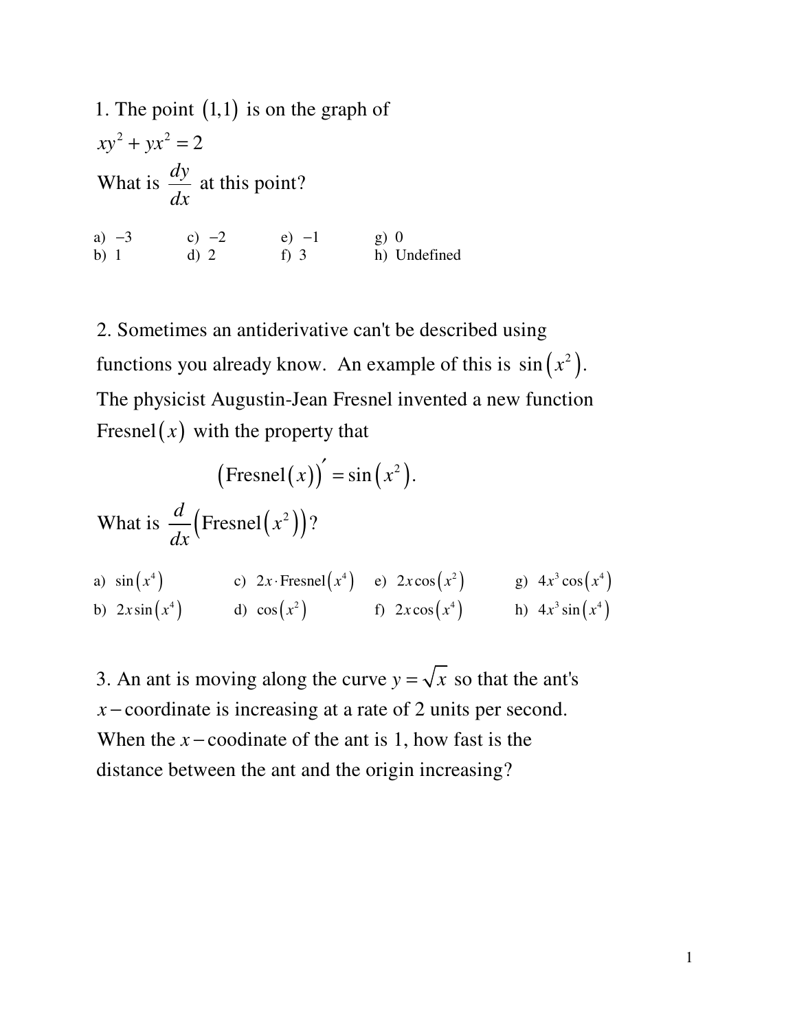1. The point $(1,1)$ is on the graph of

$xy^2 + yx^2 = 2$

What is $\dfrac{dy}{dx}$ at this point?

a) $-3$ c) $-2$ e) $-1$ g) $0$
b) $1$ d) $2$ f) $3$ h) Undefined

2. Sometimes an antiderivative can't be described using functions you already know. An example of this is $\sin(x^2)$. The physicist Augustin-Jean Fresnel invented a new function $\text{Fresnel}(x)$ with the property that

$$(\text{Fresnel}(x))' = \sin(x^2).$$

What is $\dfrac{d}{dx}\left(\text{Fresnel}(x^2)\right)$?

a) $\sin(x^4)$ c) $2x \cdot \text{Fresnel}(x^4)$ e) $2x\cos(x^2)$ g) $4x^3\cos(x^4)$
b) $2x\sin(x^4)$ d) $\cos(x^2)$ f) $2x\cos(x^4)$ h) $4x^3\sin(x^4)$

3. An ant is moving along the curve $y = \sqrt{x}$ so that the ant's $x-$coordinate is increasing at a rate of 2 units per second. When the $x-$coodinate of the ant is 1, how fast is the distance between the ant and the origin increasing?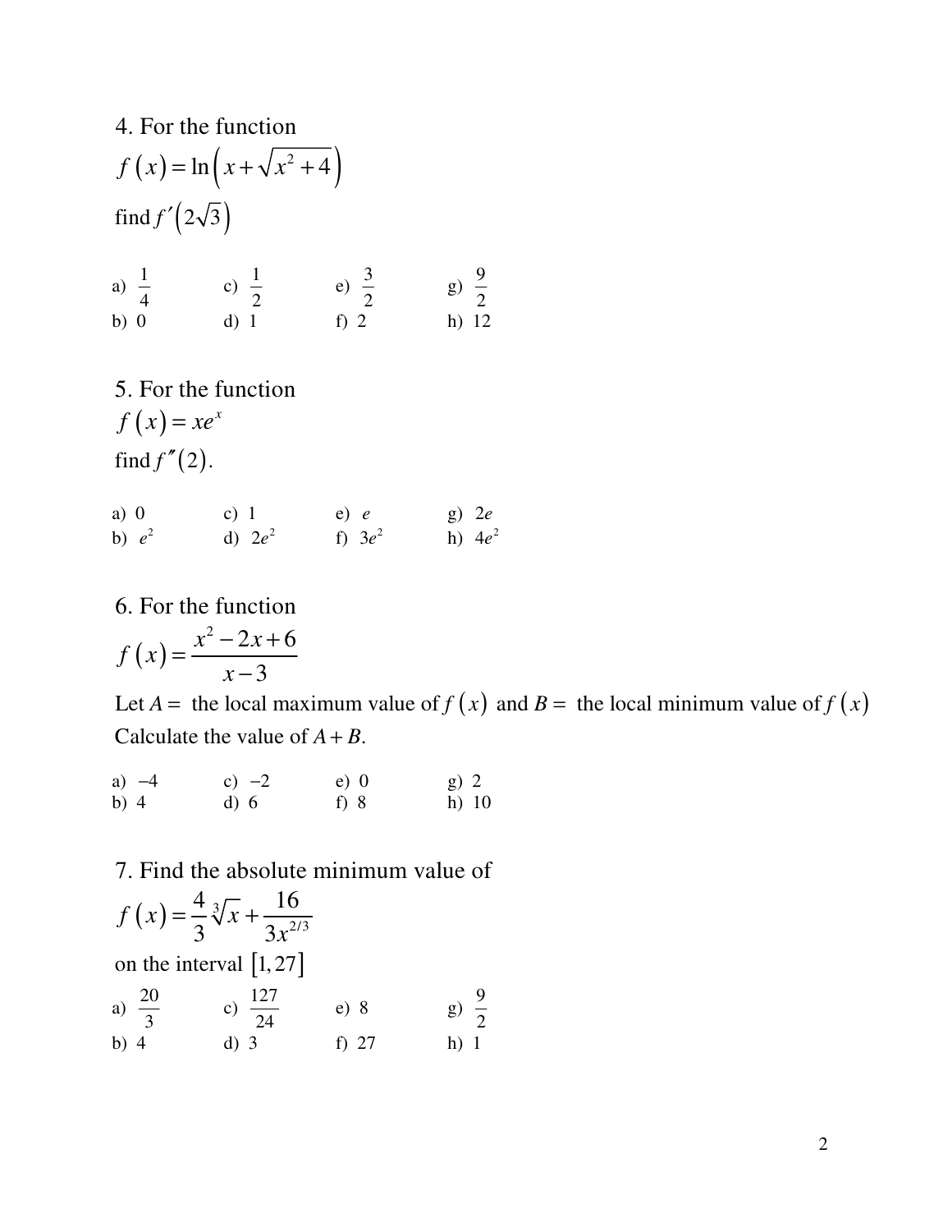4. For the function

$$f(x) = \ln\left(x + \sqrt{x^2 + 4}\right)$$

find $f'\left(2\sqrt{3}\right)$

a) $\frac{1}{4}$ b) $0$ c) $\frac{1}{2}$ d) $1$ e) $\frac{3}{2}$ f) $2$ g) $\frac{9}{2}$ h) $12$

5. For the function

$$f(x) = xe^x$$

find $f''(2)$.

a) $0$ b) $e^2$ c) $1$ d) $2e^2$ e) $e$ f) $3e^2$ g) $2e$ h) $4e^2$

6. For the function

$$f(x) = \frac{x^2 - 2x + 6}{x - 3}$$

Let $A =$ the local maximum value of $f(x)$ and $B =$ the local minimum value of $f(x)$

Calculate the value of $A + B$.

a) $-4$ b) $4$ c) $-2$ d) $6$ e) $0$ f) $8$ g) $2$ h) $10$

7. Find the absolute minimum value of

$$f(x) = \frac{4}{3}\sqrt[3]{x} + \frac{16}{3x^{2/3}}$$

on the interval $[1, 27]$

a) $\frac{20}{3}$ b) $4$ c) $\frac{127}{24}$ d) $3$ e) $8$ f) $27$ g) $\frac{9}{2}$ h) $1$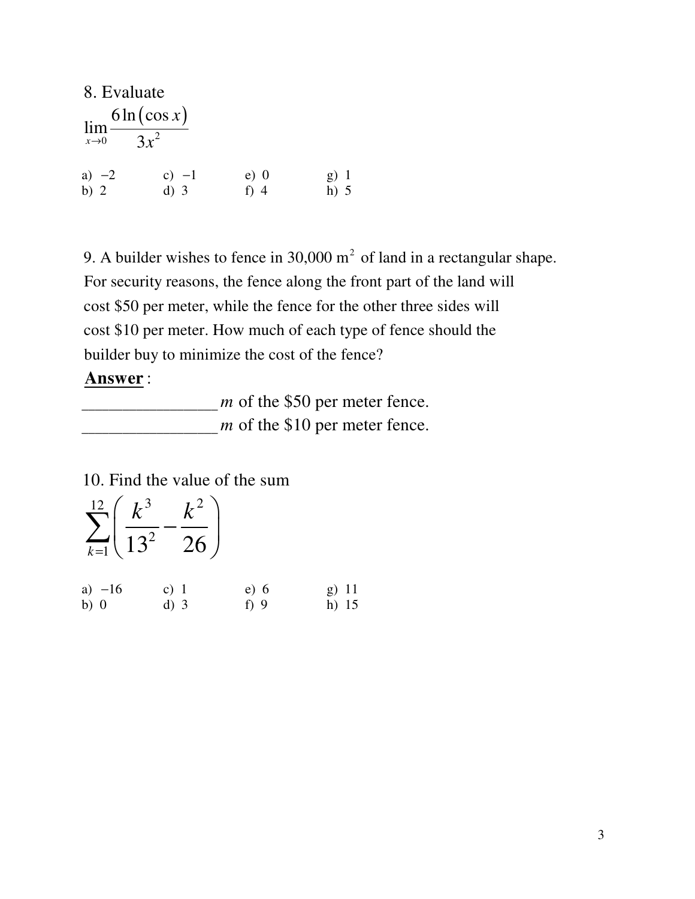8. Evaluate

$$\lim_{x \to 0} \frac{6\ln(\cos x)}{3x^2}$$

a) $-2$ c) $-1$ e) $0$ g) $1$
b) $2$ d) $3$ f) $4$ h) $5$

9. A builder wishes to fence in 30,000 $m^2$ of land in a rectangular shape. For security reasons, the fence along the front part of the land will cost $50 per meter, while the fence for the other three sides will cost $10 per meter. How much of each type of fence should the builder buy to minimize the cost of the fence?

**Answer**:

________________ $m$ of the $50 per meter fence.

________________ $m$ of the $10 per meter fence.

10. Find the value of the sum

$$\sum_{k=1}^{12} \left( \frac{k^3}{13^2} - \frac{k^2}{26} \right)$$

a) $-16$ c) $1$ e) $6$ g) $11$
b) $0$ d) $3$ f) $9$ h) $15$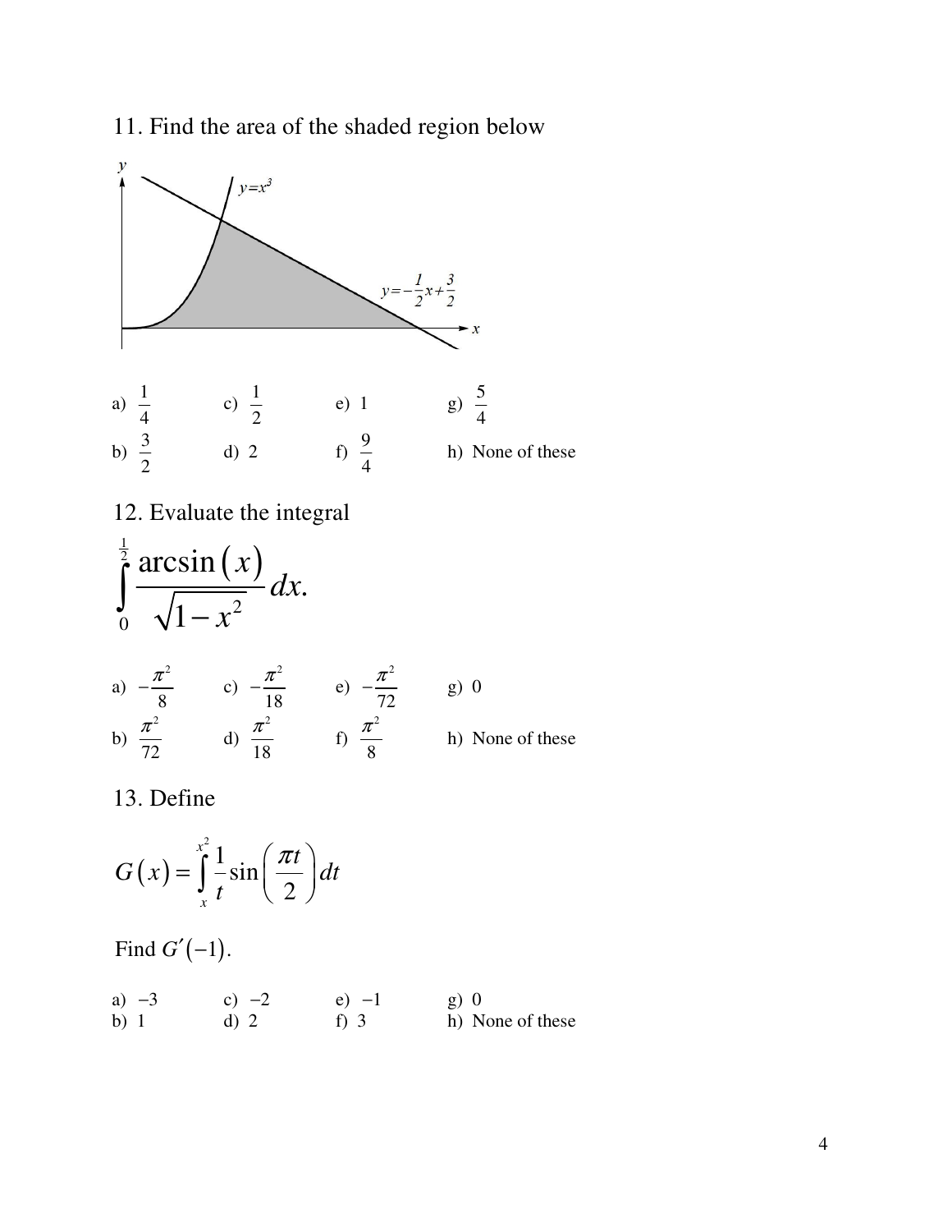11. Find the area of the shaded region below

a) $\frac{1}{4}$ c) $\frac{1}{2}$ e) 1 g) $\frac{5}{4}$

b) $\frac{3}{2}$ d) 2 f) $\frac{9}{4}$ h) None of these

12. Evaluate the integral

$$\int_0^{\frac{1}{2}} \frac{\arcsin(x)}{\sqrt{1-x^2}}\,dx.$$

a) $-\frac{\pi^2}{8}$ c) $-\frac{\pi^2}{18}$ e) $-\frac{\pi^2}{72}$ g) 0

b) $\frac{\pi^2}{72}$ d) $\frac{\pi^2}{18}$ f) $\frac{\pi^2}{8}$ h) None of these

13. Define

$$G(x) = \int_x^{x^2} \frac{1}{t}\sin\left(\frac{\pi t}{2}\right)dt$$

Find $G'(-1)$.

a) $-3$ c) $-2$ e) $-1$ g) 0

b) 1 d) 2 f) 3 h) None of these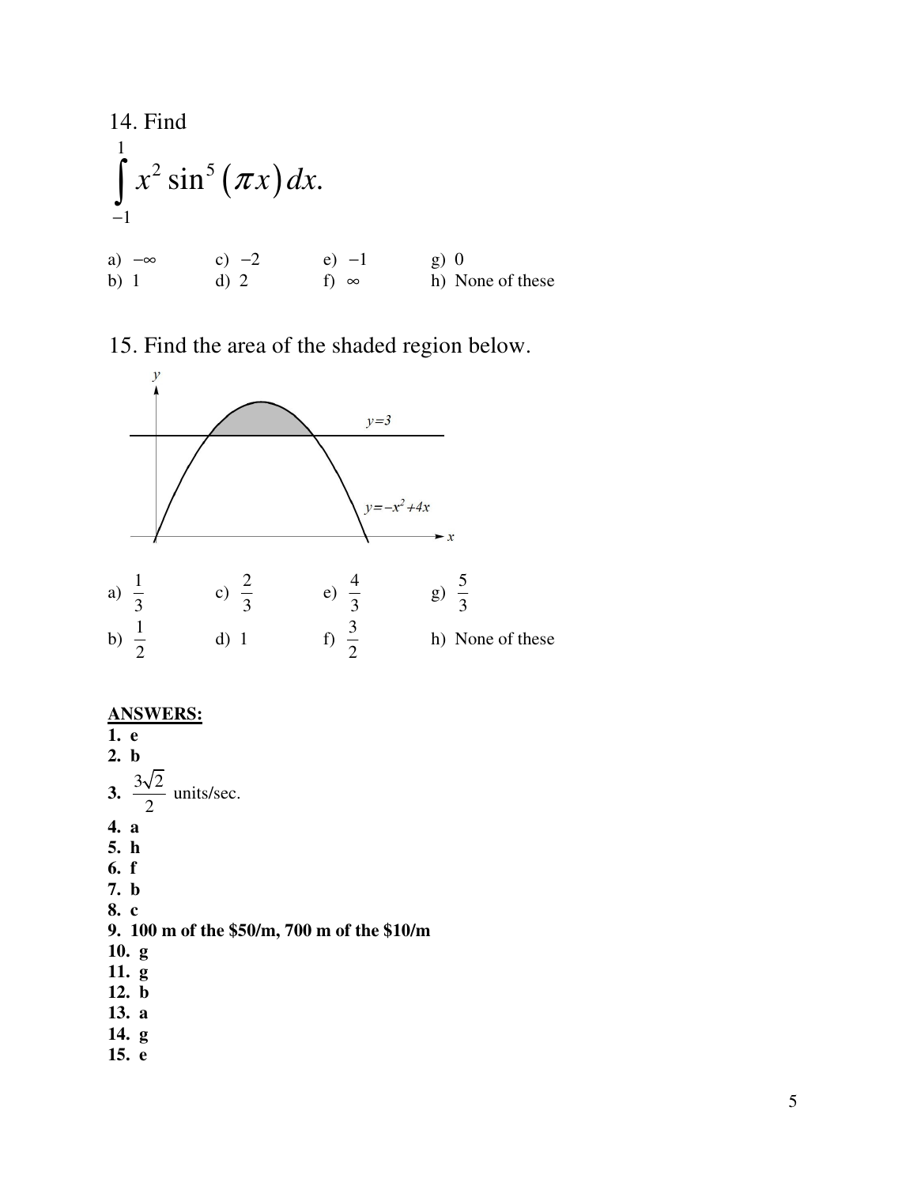14. Find

$$\int_{-1}^{1} x^2 \sin^5(\pi x)\,dx.$$

a) $-\infty$  
b) 1  
c) $-2$  
d) 2  
e) $-1$  
f) $\infty$  
g) 0  
h) None of these

15. Find the area of the shaded region below.

y

y=3

$y=-x^2+4x$

x

a) $\frac{1}{3}$  
b) $\frac{1}{2}$  
c) $\frac{2}{3}$  
d) 1  
e) $\frac{4}{3}$  
f) $\frac{3}{2}$  
g) $\frac{5}{3}$  
h) None of these

**ANSWERS:**

**1. e**  
**2. b**  
**3.** $\frac{3\sqrt{2}}{2}$ units/sec.  
**4. a**  
**5. h**  
**6. f**  
**7. b**  
**8. c**  
**9. 100 m of the $50/m, 700 m of the $10/m**  
**10. g**  
**11. g**  
**12. b**  
**13. a**  
**14. g**  
**15. e**